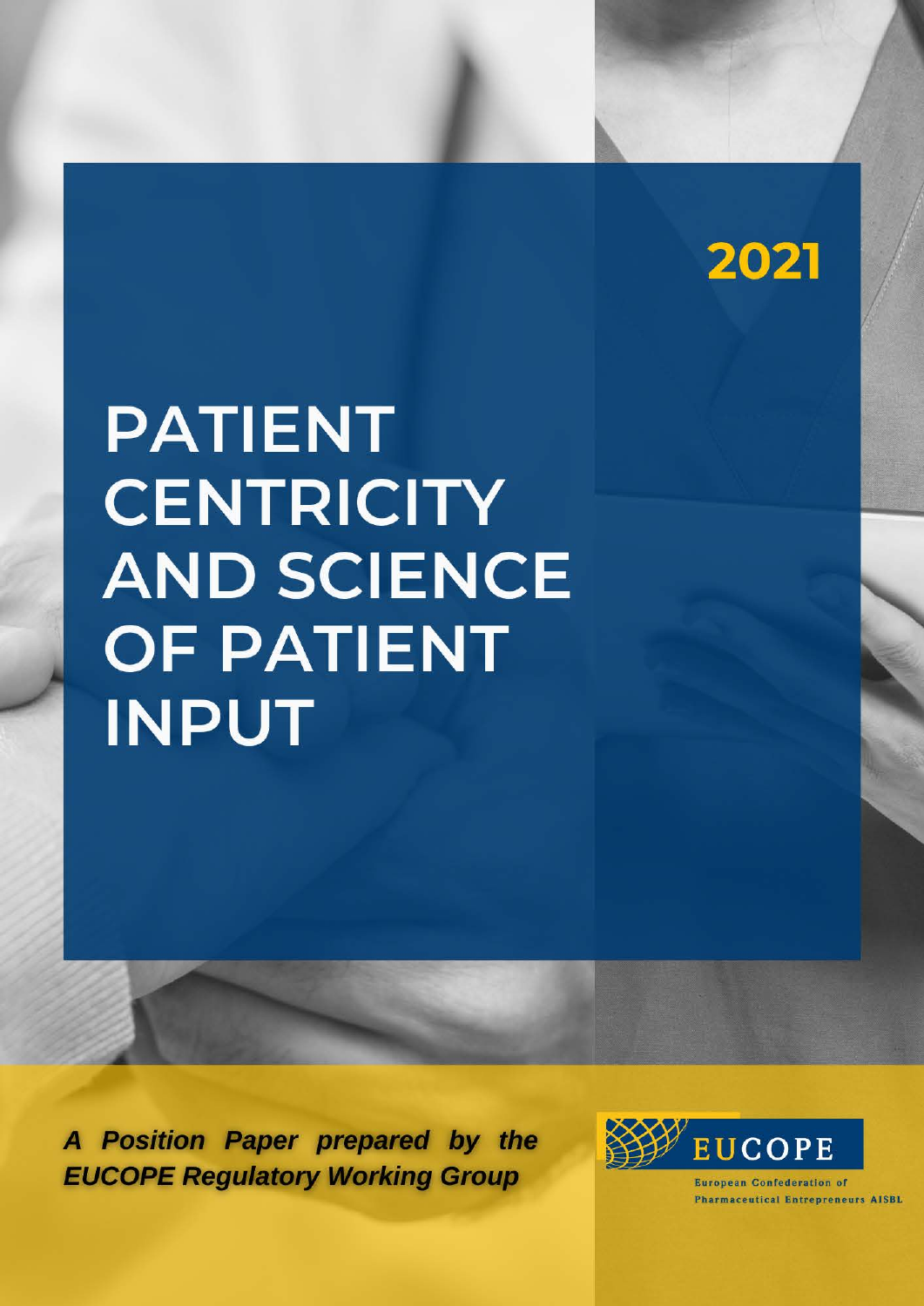2021

# PATIENT CENTRICITY AND SCIENCE OF PATIENT INPUT

***A Position Paper prepared by the EUCOPE Regulatory Working Group***

EUCOPE

European Confederation of Pharmaceutical Entrepreneurs AISBL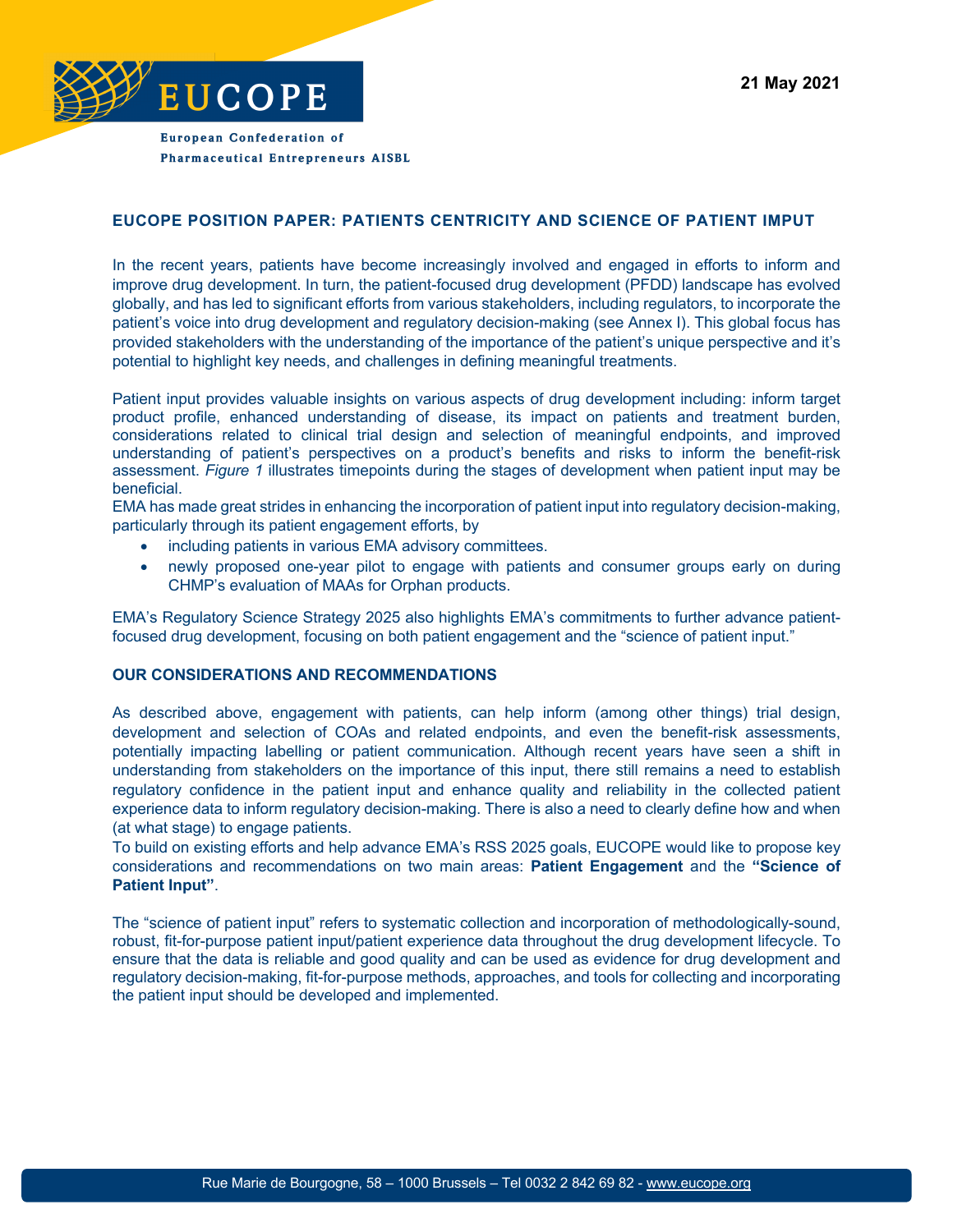21 May 2021

## EUCOPE POSITION PAPER: PATIENTS CENTRICITY AND SCIENCE OF PATIENT IMPUT

In the recent years, patients have become increasingly involved and engaged in efforts to inform and improve drug development. In turn, the patient-focused drug development (PFDD) landscape has evolved globally, and has led to significant efforts from various stakeholders, including regulators, to incorporate the patient's voice into drug development and regulatory decision-making (see Annex I). This global focus has provided stakeholders with the understanding of the importance of the patient's unique perspective and it's potential to highlight key needs, and challenges in defining meaningful treatments.

Patient input provides valuable insights on various aspects of drug development including: inform target product profile, enhanced understanding of disease, its impact on patients and treatment burden, considerations related to clinical trial design and selection of meaningful endpoints, and improved understanding of patient's perspectives on a product's benefits and risks to inform the benefit-risk assessment. *Figure 1* illustrates timepoints during the stages of development when patient input may be beneficial.

EMA has made great strides in enhancing the incorporation of patient input into regulatory decision-making, particularly through its patient engagement efforts, by

- including patients in various EMA advisory committees.
- newly proposed one-year pilot to engage with patients and consumer groups early on during CHMP's evaluation of MAAs for Orphan products.

EMA's Regulatory Science Strategy 2025 also highlights EMA's commitments to further advance patient-focused drug development, focusing on both patient engagement and the "science of patient input."

### OUR CONSIDERATIONS AND RECOMMENDATIONS

As described above, engagement with patients, can help inform (among other things) trial design, development and selection of COAs and related endpoints, and even the benefit-risk assessments, potentially impacting labelling or patient communication. Although recent years have seen a shift in understanding from stakeholders on the importance of this input, there still remains a need to establish regulatory confidence in the patient input and enhance quality and reliability in the collected patient experience data to inform regulatory decision-making. There is also a need to clearly define how and when (at what stage) to engage patients.

To build on existing efforts and help advance EMA's RSS 2025 goals, EUCOPE would like to propose key considerations and recommendations on two main areas: **Patient Engagement** and the **"Science of Patient Input"**.

The "science of patient input" refers to systematic collection and incorporation of methodologically-sound, robust, fit-for-purpose patient input/patient experience data throughout the drug development lifecycle. To ensure that the data is reliable and good quality and can be used as evidence for drug development and regulatory decision-making, fit-for-purpose methods, approaches, and tools for collecting and incorporating the patient input should be developed and implemented.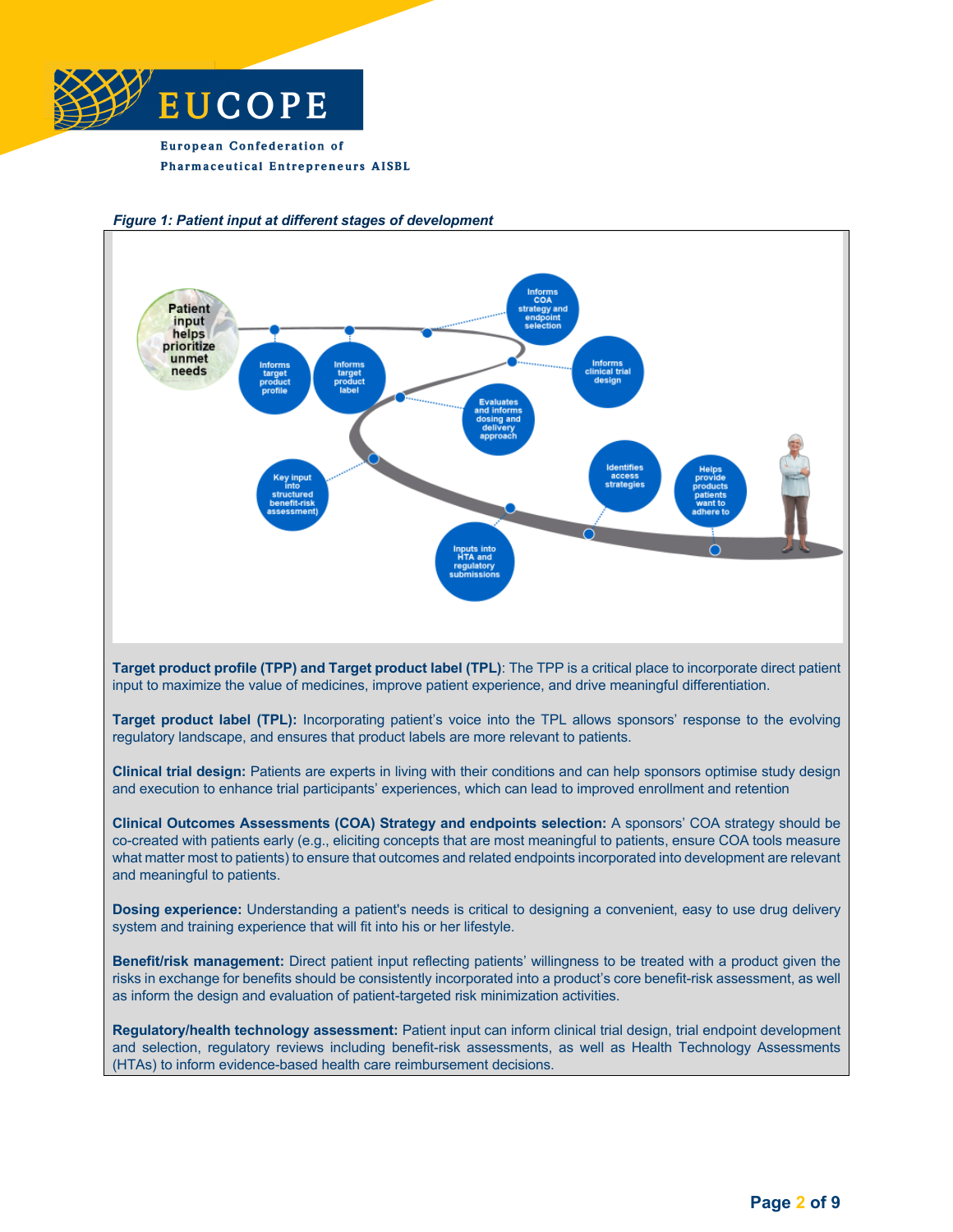*Figure 1: Patient input at different stages of development*

**Target product profile (TPP) and Target product label (TPL)**: The TPP is a critical place to incorporate direct patient input to maximize the value of medicines, improve patient experience, and drive meaningful differentiation.

**Target product label (TPL):** Incorporating patient's voice into the TPL allows sponsors' response to the evolving regulatory landscape, and ensures that product labels are more relevant to patients.

**Clinical trial design:** Patients are experts in living with their conditions and can help sponsors optimise study design and execution to enhance trial participants' experiences, which can lead to improved enrollment and retention

**Clinical Outcomes Assessments (COA) Strategy and endpoints selection:** A sponsors' COA strategy should be co-created with patients early (e.g., eliciting concepts that are most meaningful to patients, ensure COA tools measure what matter most to patients) to ensure that outcomes and related endpoints incorporated into development are relevant and meaningful to patients.

**Dosing experience:** Understanding a patient's needs is critical to designing a convenient, easy to use drug delivery system and training experience that will fit into his or her lifestyle.

**Benefit/risk management:** Direct patient input reflecting patients' willingness to be treated with a product given the risks in exchange for benefits should be consistently incorporated into a product's core benefit-risk assessment, as well as inform the design and evaluation of patient-targeted risk minimization activities.

**Regulatory/health technology assessment:** Patient input can inform clinical trial design, trial endpoint development and selection, regulatory reviews including benefit-risk assessments, as well as Health Technology Assessments (HTAs) to inform evidence-based health care reimbursement decisions.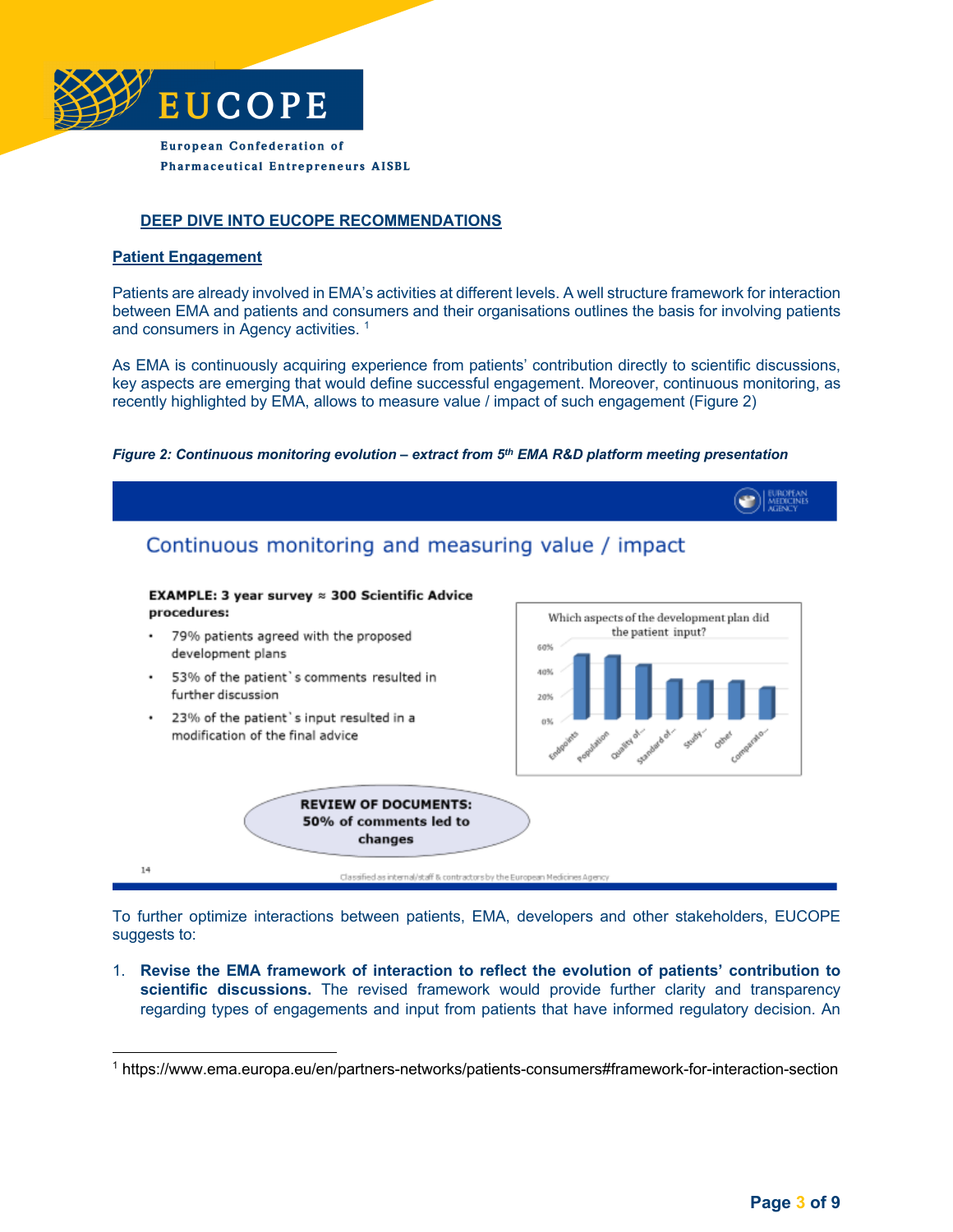## DEEP DIVE INTO EUCOPE RECOMMENDATIONS

### Patient Engagement

Patients are already involved in EMA's activities at different levels. A well structure framework for interaction between EMA and patients and consumers and their organisations outlines the basis for involving patients and consumers in Agency activities. [1]

As EMA is continuously acquiring experience from patients' contribution directly to scientific discussions, key aspects are emerging that would define successful engagement. Moreover, continuous monitoring, as recently highlighted by EMA, allows to measure value / impact of such engagement (Figure 2)

***Figure 2: Continuous monitoring evolution – extract from 5th EMA R&D platform meeting presentation***

**Continuous monitoring and measuring value / impact**

**EXAMPLE: 3 year survey ≈ 300 Scientific Advice procedures:**

- 79% patients agreed with the proposed development plans
- 53% of the patient`s comments resulted in further discussion
- 23% of the patient`s input resulted in a modification of the final advice

Which aspects of the development plan did the patient input? (Endpoints, Population, Quality of..., Standard of..., Study..., Other, Comparato...)

**REVIEW OF DOCUMENTS: 50% of comments led to changes**

To further optimize interactions between patients, EMA, developers and other stakeholders, EUCOPE suggests to:

1. **Revise the EMA framework of interaction to reflect the evolution of patients' contribution to scientific discussions.** The revised framework would provide further clarity and transparency regarding types of engagements and input from patients that have informed regulatory decision. An

---

[1] https://www.ema.europa.eu/en/partners-networks/patients-consumers#framework-for-interaction-section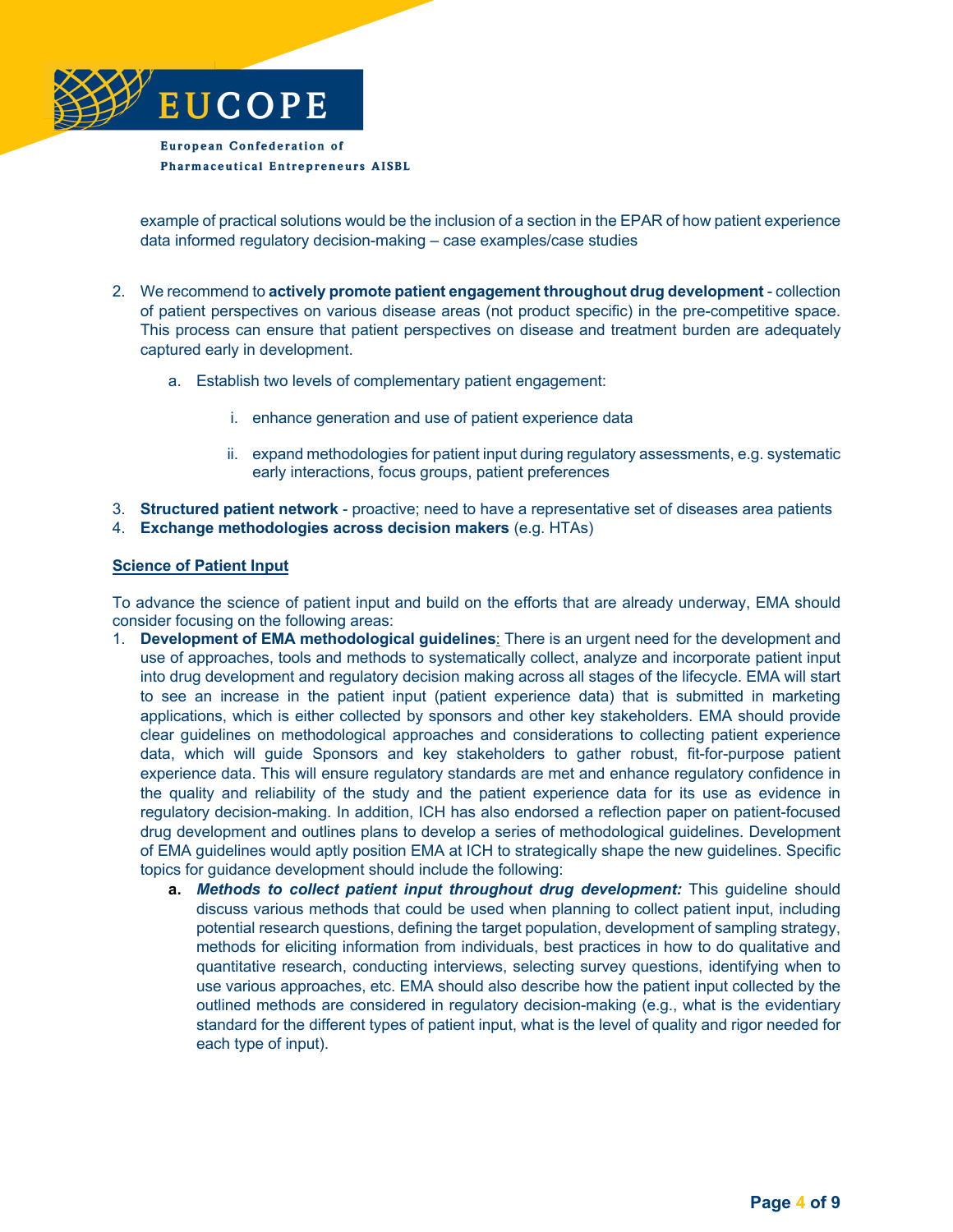example of practical solutions would be the inclusion of a section in the EPAR of how patient experience data informed regulatory decision-making – case examples/case studies

2. We recommend to **actively promote patient engagement throughout drug development** - collection of patient perspectives on various disease areas (not product specific) in the pre-competitive space. This process can ensure that patient perspectives on disease and treatment burden are adequately captured early in development.
   a. Establish two levels of complementary patient engagement:
      i. enhance generation and use of patient experience data
      ii. expand methodologies for patient input during regulatory assessments, e.g. systematic early interactions, focus groups, patient preferences
3. **Structured patient network** - proactive; need to have a representative set of diseases area patients
4. **Exchange methodologies across decision makers** (e.g. HTAs)

## Science of Patient Input

To advance the science of patient input and build on the efforts that are already underway, EMA should consider focusing on the following areas:

1. **Development of EMA methodological guidelines**: There is an urgent need for the development and use of approaches, tools and methods to systematically collect, analyze and incorporate patient input into drug development and regulatory decision making across all stages of the lifecycle. EMA will start to see an increase in the patient input (patient experience data) that is submitted in marketing applications, which is either collected by sponsors and other key stakeholders. EMA should provide clear guidelines on methodological approaches and considerations to collecting patient experience data, which will guide Sponsors and key stakeholders to gather robust, fit-for-purpose patient experience data. This will ensure regulatory standards are met and enhance regulatory confidence in the quality and reliability of the study and the patient experience data for its use as evidence in regulatory decision-making. In addition, ICH has also endorsed a reflection paper on patient-focused drug development and outlines plans to develop a series of methodological guidelines. Development of EMA guidelines would aptly position EMA at ICH to strategically shape the new guidelines. Specific topics for guidance development should include the following:
   a. ***Methods to collect patient input throughout drug development:*** This guideline should discuss various methods that could be used when planning to collect patient input, including potential research questions, defining the target population, development of sampling strategy, methods for eliciting information from individuals, best practices in how to do qualitative and quantitative research, conducting interviews, selecting survey questions, identifying when to use various approaches, etc. EMA should also describe how the patient input collected by the outlined methods are considered in regulatory decision-making (e.g., what is the evidentiary standard for the different types of patient input, what is the level of quality and rigor needed for each type of input).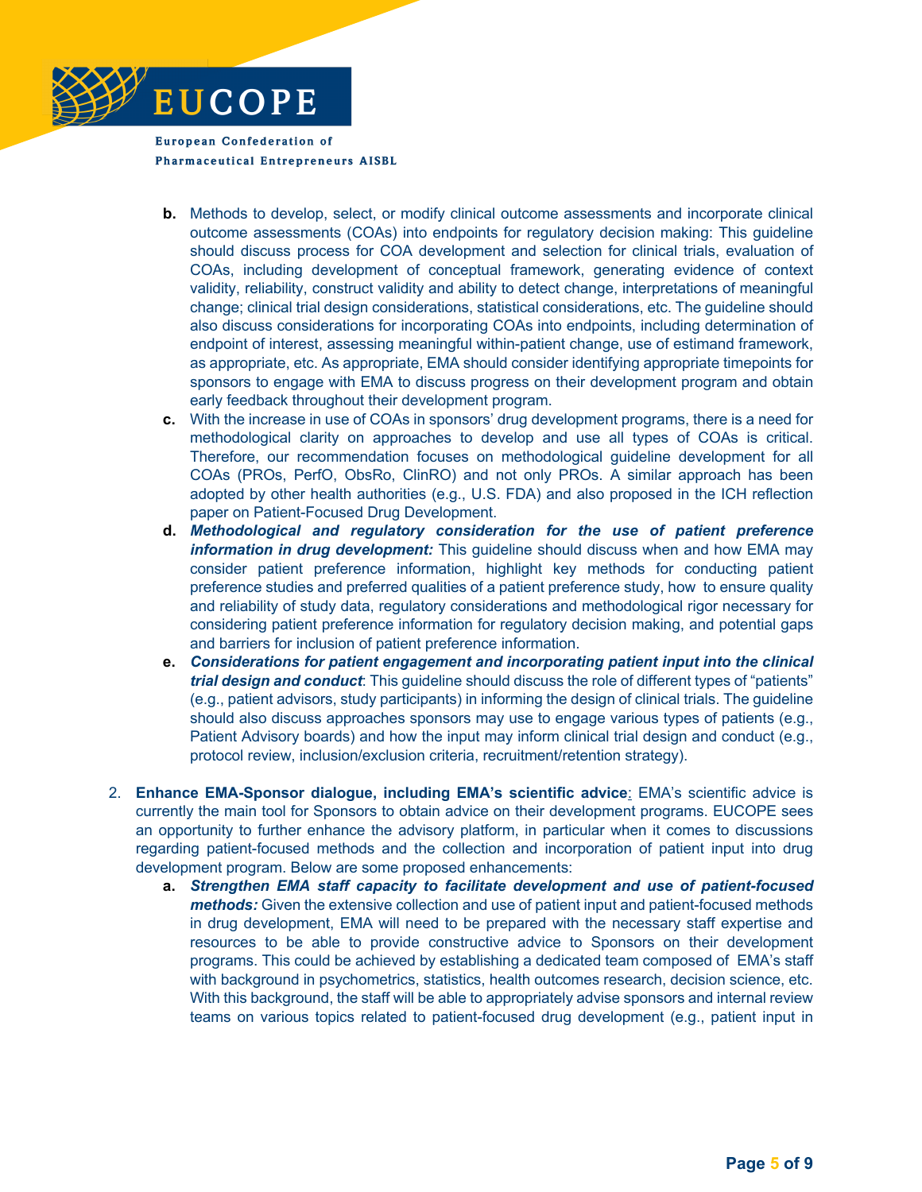b. Methods to develop, select, or modify clinical outcome assessments and incorporate clinical outcome assessments (COAs) into endpoints for regulatory decision making: This guideline should discuss process for COA development and selection for clinical trials, evaluation of COAs, including development of conceptual framework, generating evidence of context validity, reliability, construct validity and ability to detect change, interpretations of meaningful change; clinical trial design considerations, statistical considerations, etc. The guideline should also discuss considerations for incorporating COAs into endpoints, including determination of endpoint of interest, assessing meaningful within-patient change, use of estimand framework, as appropriate, etc. As appropriate, EMA should consider identifying appropriate timepoints for sponsors to engage with EMA to discuss progress on their development program and obtain early feedback throughout their development program.

c. With the increase in use of COAs in sponsors' drug development programs, there is a need for methodological clarity on approaches to develop and use all types of COAs is critical. Therefore, our recommendation focuses on methodological guideline development for all COAs (PROs, PerfO, ObsRo, ClinRO) and not only PROs. A similar approach has been adopted by other health authorities (e.g., U.S. FDA) and also proposed in the ICH reflection paper on Patient-Focused Drug Development.

d. ***Methodological and regulatory consideration for the use of patient preference information in drug development:*** This guideline should discuss when and how EMA may consider patient preference information, highlight key methods for conducting patient preference studies and preferred qualities of a patient preference study, how to ensure quality and reliability of study data, regulatory considerations and methodological rigor necessary for considering patient preference information for regulatory decision making, and potential gaps and barriers for inclusion of patient preference information.

e. ***Considerations for patient engagement and incorporating patient input into the clinical trial design and conduct***: This guideline should discuss the role of different types of "patients" (e.g., patient advisors, study participants) in informing the design of clinical trials. The guideline should also discuss approaches sponsors may use to engage various types of patients (e.g., Patient Advisory boards) and how the input may inform clinical trial design and conduct (e.g., protocol review, inclusion/exclusion criteria, recruitment/retention strategy).

2. **Enhance EMA-Sponsor dialogue, including EMA's scientific advice**: EMA's scientific advice is currently the main tool for Sponsors to obtain advice on their development programs. EUCOPE sees an opportunity to further enhance the advisory platform, in particular when it comes to discussions regarding patient-focused methods and the collection and incorporation of patient input into drug development program. Below are some proposed enhancements:

   a. ***Strengthen EMA staff capacity to facilitate development and use of patient-focused methods:*** Given the extensive collection and use of patient input and patient-focused methods in drug development, EMA will need to be prepared with the necessary staff expertise and resources to be able to provide constructive advice to Sponsors on their development programs. This could be achieved by establishing a dedicated team composed of EMA's staff with background in psychometrics, statistics, health outcomes research, decision science, etc. With this background, the staff will be able to appropriately advise sponsors and internal review teams on various topics related to patient-focused drug development (e.g., patient input in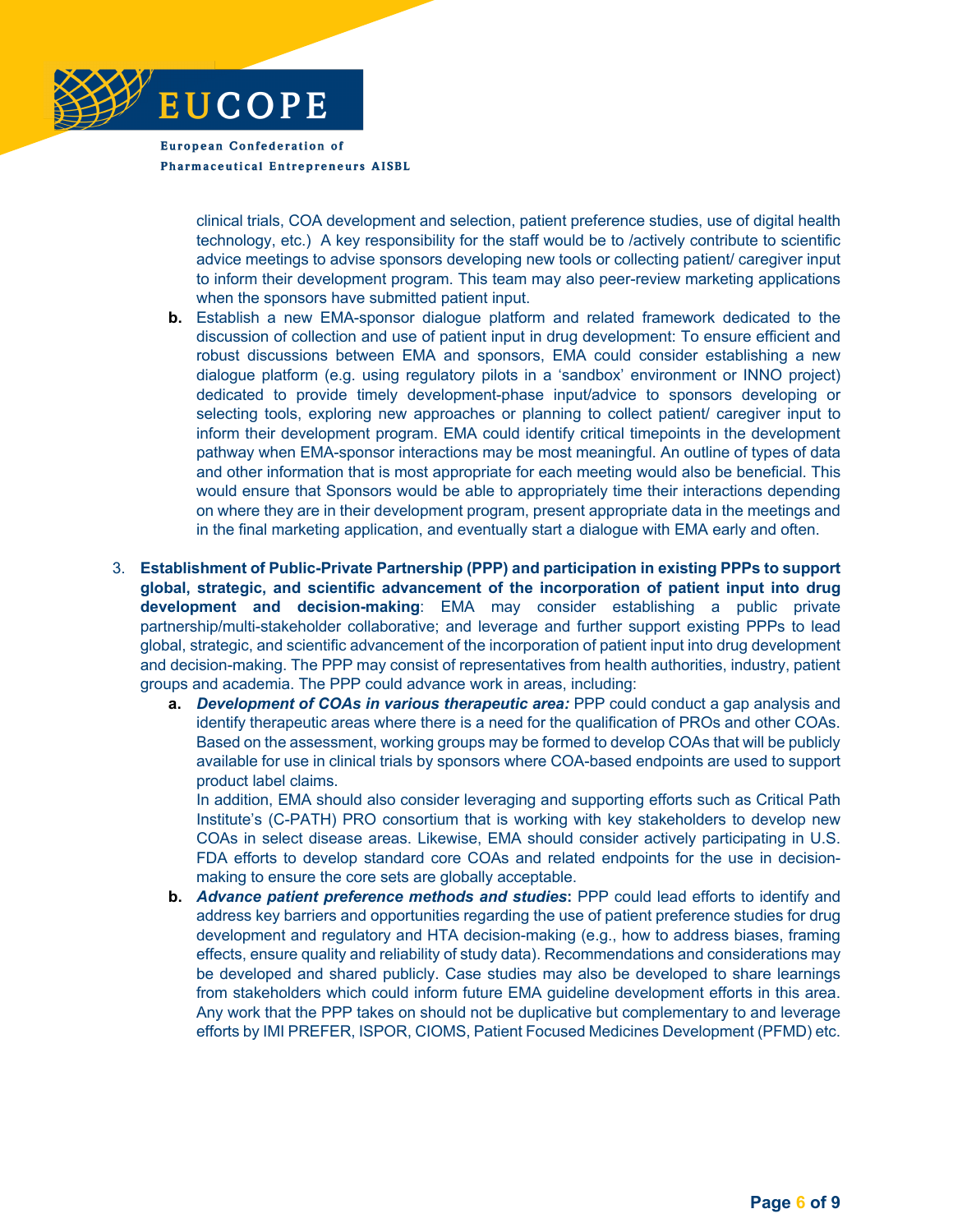clinical trials, COA development and selection, patient preference studies, use of digital health technology, etc.) A key responsibility for the staff would be to /actively contribute to scientific advice meetings to advise sponsors developing new tools or collecting patient/ caregiver input to inform their development program. This team may also peer-review marketing applications when the sponsors have submitted patient input.

   b. Establish a new EMA-sponsor dialogue platform and related framework dedicated to the discussion of collection and use of patient input in drug development: To ensure efficient and robust discussions between EMA and sponsors, EMA could consider establishing a new dialogue platform (e.g. using regulatory pilots in a 'sandbox' environment or INNO project) dedicated to provide timely development-phase input/advice to sponsors developing or selecting tools, exploring new approaches or planning to collect patient/ caregiver input to inform their development program. EMA could identify critical timepoints in the development pathway when EMA-sponsor interactions may be most meaningful. An outline of types of data and other information that is most appropriate for each meeting would also be beneficial. This would ensure that Sponsors would be able to appropriately time their interactions depending on where they are in their development program, present appropriate data in the meetings and in the final marketing application, and eventually start a dialogue with EMA early and often.

3. **Establishment of Public-Private Partnership (PPP) and participation in existing PPPs to support global, strategic, and scientific advancement of the incorporation of patient input into drug development and decision-making**: EMA may consider establishing a public private partnership/multi-stakeholder collaborative; and leverage and further support existing PPPs to lead global, strategic, and scientific advancement of the incorporation of patient input into drug development and decision-making. The PPP may consist of representatives from health authorities, industry, patient groups and academia. The PPP could advance work in areas, including:
   a. ***Development of COAs in various therapeutic area:*** PPP could conduct a gap analysis and identify therapeutic areas where there is a need for the qualification of PROs and other COAs. Based on the assessment, working groups may be formed to develop COAs that will be publicly available for use in clinical trials by sponsors where COA-based endpoints are used to support product label claims.
   In addition, EMA should also consider leveraging and supporting efforts such as Critical Path Institute's (C-PATH) PRO consortium that is working with key stakeholders to develop new COAs in select disease areas. Likewise, EMA should consider actively participating in U.S. FDA efforts to develop standard core COAs and related endpoints for the use in decision-making to ensure the core sets are globally acceptable.
   b. ***Advance patient preference methods and studies*****:** PPP could lead efforts to identify and address key barriers and opportunities regarding the use of patient preference studies for drug development and regulatory and HTA decision-making (e.g., how to address biases, framing effects, ensure quality and reliability of study data). Recommendations and considerations may be developed and shared publicly. Case studies may also be developed to share learnings from stakeholders which could inform future EMA guideline development efforts in this area. Any work that the PPP takes on should not be duplicative but complementary to and leverage efforts by IMI PREFER, ISPOR, CIOMS, Patient Focused Medicines Development (PFMD) etc.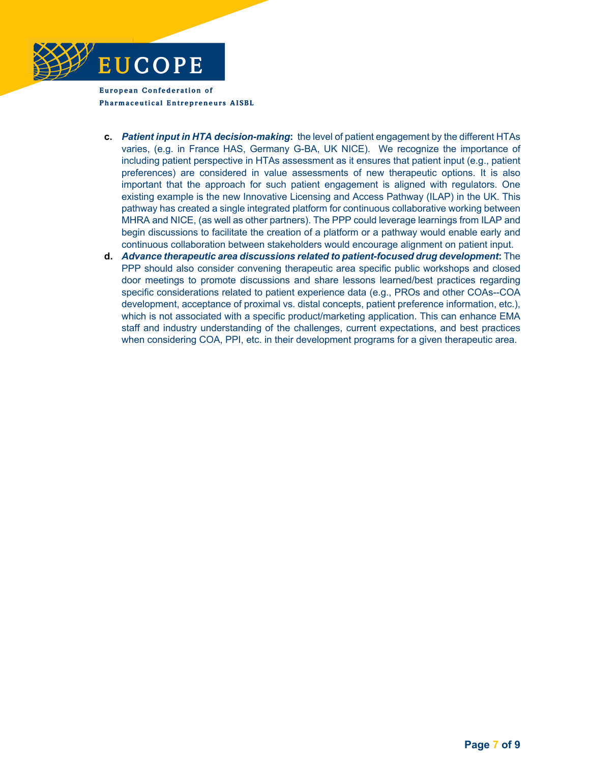c. ***Patient input in HTA decision-making*:** the level of patient engagement by the different HTAs varies, (e.g. in France HAS, Germany G-BA, UK NICE). We recognize the importance of including patient perspective in HTAs assessment as it ensures that patient input (e.g., patient preferences) are considered in value assessments of new therapeutic options. It is also important that the approach for such patient engagement is aligned with regulators. One existing example is the new Innovative Licensing and Access Pathway (ILAP) in the UK. This pathway has created a single integrated platform for continuous collaborative working between MHRA and NICE, (as well as other partners). The PPP could leverage learnings from ILAP and begin discussions to facilitate the creation of a platform or a pathway would enable early and continuous collaboration between stakeholders would encourage alignment on patient input.

d. ***Advance therapeutic area discussions related to patient-focused drug development*:** The PPP should also consider convening therapeutic area specific public workshops and closed door meetings to promote discussions and share lessons learned/best practices regarding specific considerations related to patient experience data (e.g., PROs and other COAs--COA development, acceptance of proximal vs. distal concepts, patient preference information, etc.), which is not associated with a specific product/marketing application. This can enhance EMA staff and industry understanding of the challenges, current expectations, and best practices when considering COA, PPI, etc. in their development programs for a given therapeutic area.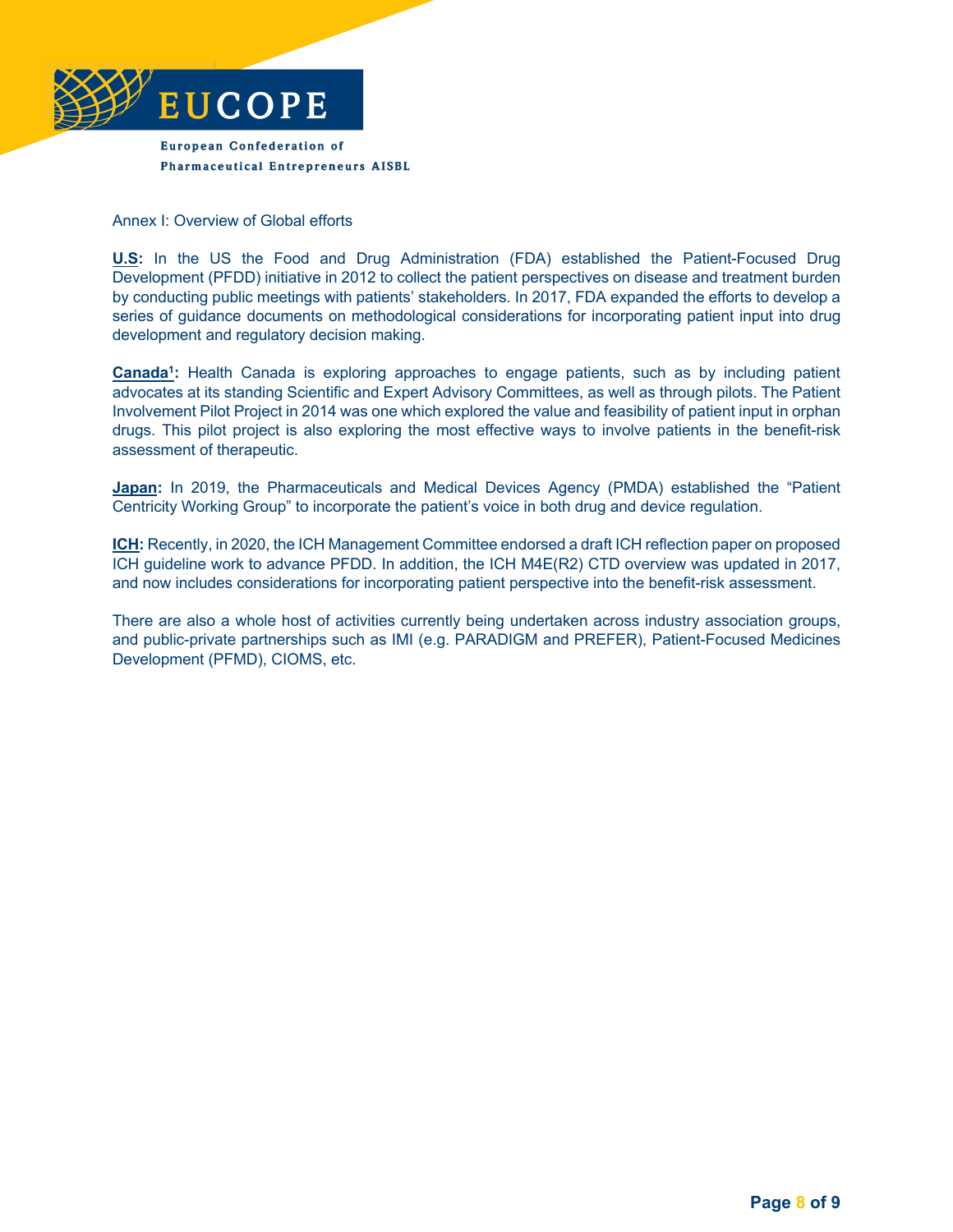Annex I: Overview of Global efforts

**U.S:** In the US the Food and Drug Administration (FDA) established the Patient-Focused Drug Development (PFDD) initiative in 2012 to collect the patient perspectives on disease and treatment burden by conducting public meetings with patients' stakeholders. In 2017, FDA expanded the efforts to develop a series of guidance documents on methodological considerations for incorporating patient input into drug development and regulatory decision making.

**Canada[1]:** Health Canada is exploring approaches to engage patients, such as by including patient advocates at its standing Scientific and Expert Advisory Committees, as well as through pilots. The Patient Involvement Pilot Project in 2014 was one which explored the value and feasibility of patient input in orphan drugs. This pilot project is also exploring the most effective ways to involve patients in the benefit-risk assessment of therapeutic.

**Japan:** In 2019, the Pharmaceuticals and Medical Devices Agency (PMDA) established the "Patient Centricity Working Group" to incorporate the patient's voice in both drug and device regulation.

**ICH:** Recently, in 2020, the ICH Management Committee endorsed a draft ICH reflection paper on proposed ICH guideline work to advance PFDD. In addition, the ICH M4E(R2) CTD overview was updated in 2017, and now includes considerations for incorporating patient perspective into the benefit-risk assessment.

There are also a whole host of activities currently being undertaken across industry association groups, and public-private partnerships such as IMI (e.g. PARADIGM and PREFER), Patient-Focused Medicines Development (PFMD), CIOMS, etc.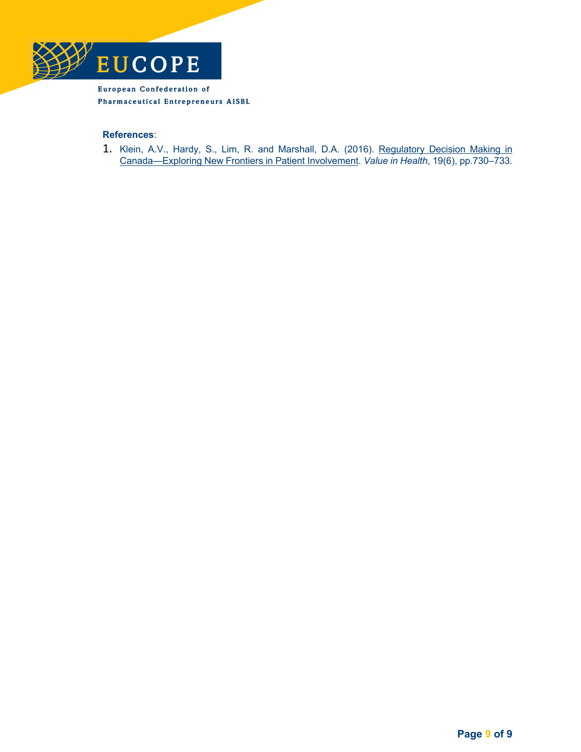**References**:

1. Klein, A.V., Hardy, S., Lim, R. and Marshall, D.A. (2016). Regulatory Decision Making in Canada—Exploring New Frontiers in Patient Involvement. *Value in Health*, 19(6), pp.730–733.